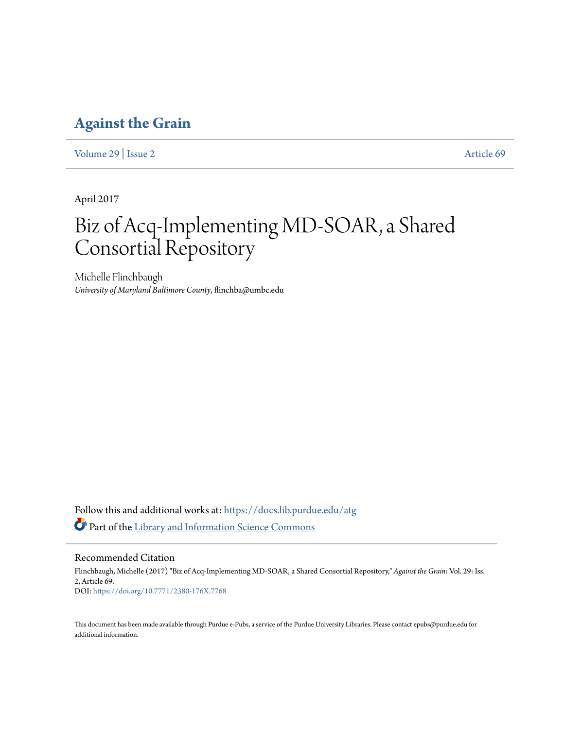# Against the Grain

Volume 29 | Issue 2 Article 69

April 2017

# Biz of Acq-Implementing MD-SOAR, a Shared Consortial Repository

Michelle Flinchbaugh
*University of Maryland Baltimore County*, flinchba@umbc.edu

Follow this and additional works at: https://docs.lib.purdue.edu/atg

Part of the Library and Information Science Commons

## Recommended Citation

Flinchbaugh, Michelle (2017) "Biz of Acq-Implementing MD-SOAR, a Shared Consortial Repository," *Against the Grain*: Vol. 29: Iss. 2, Article 69.
DOI: https://doi.org/10.7771/2380-176X.7768

This document has been made available through Purdue e-Pubs, a service of the Purdue University Libraries. Please contact epubs@purdue.edu for additional information.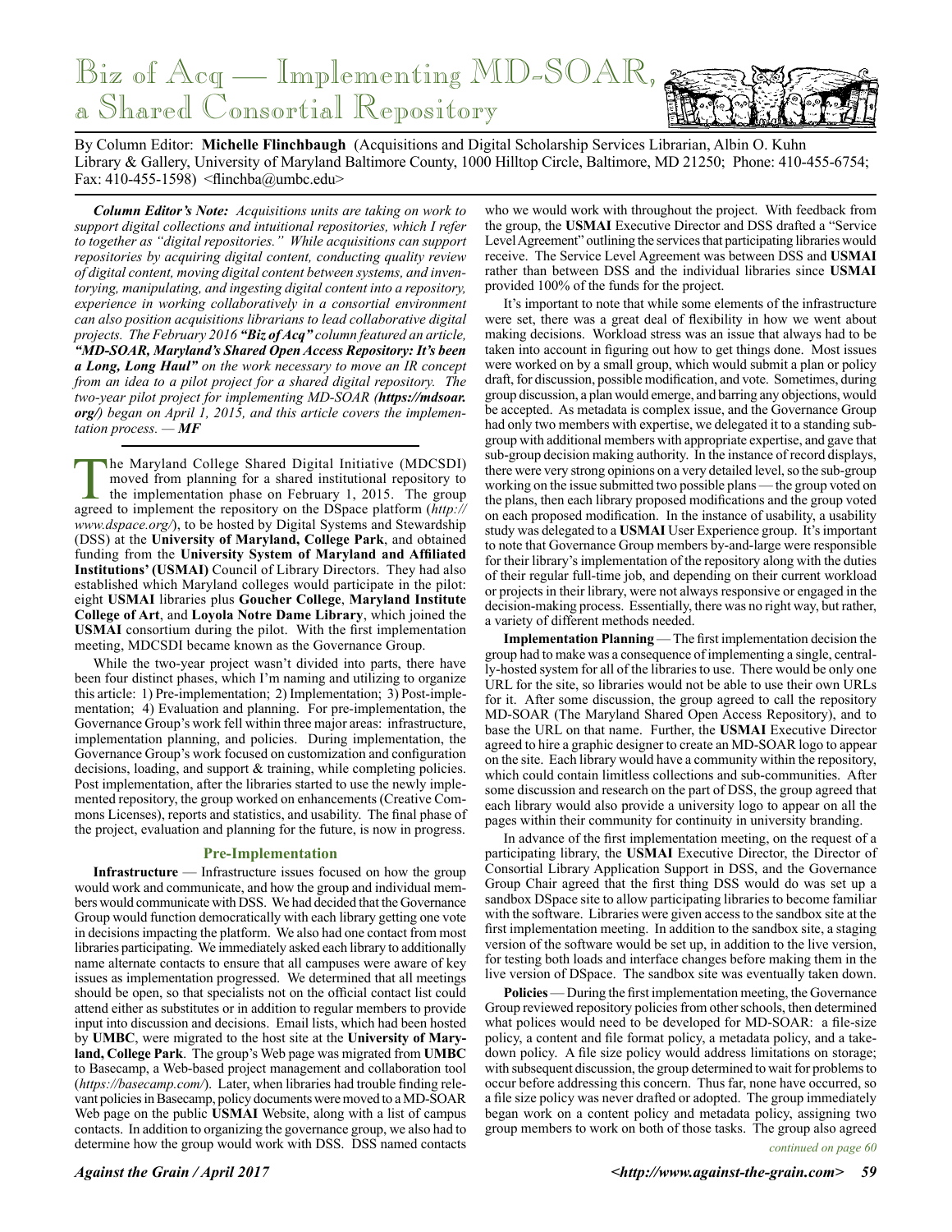# Biz of Acq — Implementing MD-SOAR, a Shared Consortial Repository

By Column Editor: **Michelle Flinchbaugh** (Acquisitions and Digital Scholarship Services Librarian, Albin O. Kuhn Library & Gallery, University of Maryland Baltimore County, 1000 Hilltop Circle, Baltimore, MD 21250; Phone: 410-455-6754; Fax: 410-455-1598) <flinchba@umbc.edu>

***Column Editor's Note:** Acquisitions units are taking on work to support digital collections and intuitional repositories, which I refer to together as "digital repositories." While acquisitions can support repositories by acquiring digital content, conducting quality review of digital content, moving digital content between systems, and inventorying, manipulating, and ingesting digital content into a repository, experience in working collaboratively in a consortial environment can also position acquisitions librarians to lead collaborative digital projects. The February 2016 **"Biz of Acq"** column featured an article, **"MD-SOAR, Maryland's Shared Open Access Repository: It's been a Long, Long Haul"** on the work necessary to move an IR concept from an idea to a pilot project for a shared digital repository. The two-year pilot project for implementing MD-SOAR (**https://mdsoar.org/**) began on April 1, 2015, and this article covers the implementation process. — **MF***

The Maryland College Shared Digital Initiative (MDCSDI) moved from planning for a shared institutional repository to the implementation phase on February 1, 2015. The group agreed to implement the repository on the DSpace platform (*http://www.dspace.org/*), to be hosted by Digital Systems and Stewardship (DSS) at the **University of Maryland, College Park**, and obtained funding from the **University System of Maryland and Affiliated Institutions' (USMAI)** Council of Library Directors. They had also established which Maryland colleges would participate in the pilot: eight **USMAI** libraries plus **Goucher College**, **Maryland Institute College of Art**, and **Loyola Notre Dame Library**, which joined the **USMAI** consortium during the pilot. With the first implementation meeting, MDCSDI became known as the Governance Group.

While the two-year project wasn't divided into parts, there have been four distinct phases, which I'm naming and utilizing to organize this article: 1) Pre-implementation; 2) Implementation; 3) Post-implementation; 4) Evaluation and planning. For pre-implementation, the Governance Group's work fell within three major areas: infrastructure, implementation planning, and policies. During implementation, the Governance Group's work focused on customization and configuration decisions, loading, and support & training, while completing policies. Post implementation, after the libraries started to use the newly implemented repository, the group worked on enhancements (Creative Commons Licenses), reports and statistics, and usability. The final phase of the project, evaluation and planning for the future, is now in progress.

## Pre-Implementation

**Infrastructure** — Infrastructure issues focused on how the group would work and communicate, and how the group and individual members would communicate with DSS. We had decided that the Governance Group would function democratically with each library getting one vote in decisions impacting the platform. We also had one contact from most libraries participating. We immediately asked each library to additionally name alternate contacts to ensure that all campuses were aware of key issues as implementation progressed. We determined that all meetings should be open, so that specialists not on the official contact list could attend either as substitutes or in addition to regular members to provide input into discussion and decisions. Email lists, which had been hosted by **UMBC**, were migrated to the host site at the **University of Maryland, College Park**. The group's Web page was migrated from **UMBC** to Basecamp, a Web-based project management and collaboration tool (*https://basecamp.com/*). Later, when libraries had trouble finding relevant policies in Basecamp, policy documents were moved to a MD-SOAR Web page on the public **USMAI** Website, along with a list of campus contacts. In addition to organizing the governance group, we also had to determine how the group would work with DSS. DSS named contacts who we would work with throughout the project. With feedback from the group, the **USMAI** Executive Director and DSS drafted a "Service Level Agreement" outlining the services that participating libraries would receive. The Service Level Agreement was between DSS and **USMAI** rather than between DSS and the individual libraries since **USMAI** provided 100% of the funds for the project.

It's important to note that while some elements of the infrastructure were set, there was a great deal of flexibility in how we went about making decisions. Workload stress was an issue that always had to be taken into account in figuring out how to get things done. Most issues were worked on by a small group, which would submit a plan or policy draft, for discussion, possible modification, and vote. Sometimes, during group discussion, a plan would emerge, and barring any objections, would be accepted. As metadata is complex issue, and the Governance Group had only two members with expertise, we delegated it to a standing subgroup with additional members with appropriate expertise, and gave that sub-group decision making authority. In the instance of record displays, there were very strong opinions on a very detailed level, so the sub-group working on the issue submitted two possible plans — the group voted on the plans, then each library proposed modifications and the group voted on each proposed modification. In the instance of usability, a usability study was delegated to a **USMAI** User Experience group. It's important to note that Governance Group members by-and-large were responsible for their library's implementation of the repository along with the duties of their regular full-time job, and depending on their current workload or projects in their library, were not always responsive or engaged in the decision-making process. Essentially, there was no right way, but rather, a variety of different methods needed.

**Implementation Planning** — The first implementation decision the group had to make was a consequence of implementing a single, centrally-hosted system for all of the libraries to use. There would be only one URL for the site, so libraries would not be able to use their own URLs for it. After some discussion, the group agreed to call the repository MD-SOAR (The Maryland Shared Open Access Repository), and to base the URL on that name. Further, the **USMAI** Executive Director agreed to hire a graphic designer to create an MD-SOAR logo to appear on the site. Each library would have a community within the repository, which could contain limitless collections and sub-communities. After some discussion and research on the part of DSS, the group agreed that each library would also provide a university logo to appear on all the pages within their community for continuity in university branding.

In advance of the first implementation meeting, on the request of a participating library, the **USMAI** Executive Director, the Director of Consortial Library Application Support in DSS, and the Governance Group Chair agreed that the first thing DSS would do was set up a sandbox DSpace site to allow participating libraries to become familiar with the software. Libraries were given access to the sandbox site at the first implementation meeting. In addition to the sandbox site, a staging version of the software would be set up, in addition to the live version, for testing both loads and interface changes before making them in the live version of DSpace. The sandbox site was eventually taken down.

**Policies** — During the first implementation meeting, the Governance Group reviewed repository policies from other schools, then determined what polices would need to be developed for MD-SOAR: a file-size policy, a content and file format policy, a metadata policy, and a takedown policy. A file size policy would address limitations on storage; with subsequent discussion, the group determined to wait for problems to occur before addressing this concern. Thus far, none have occurred, so a file size policy was never drafted or adopted. The group immediately began work on a content policy and metadata policy, assigning two group members to work on both of those tasks. The group also agreed

*continued on page 60*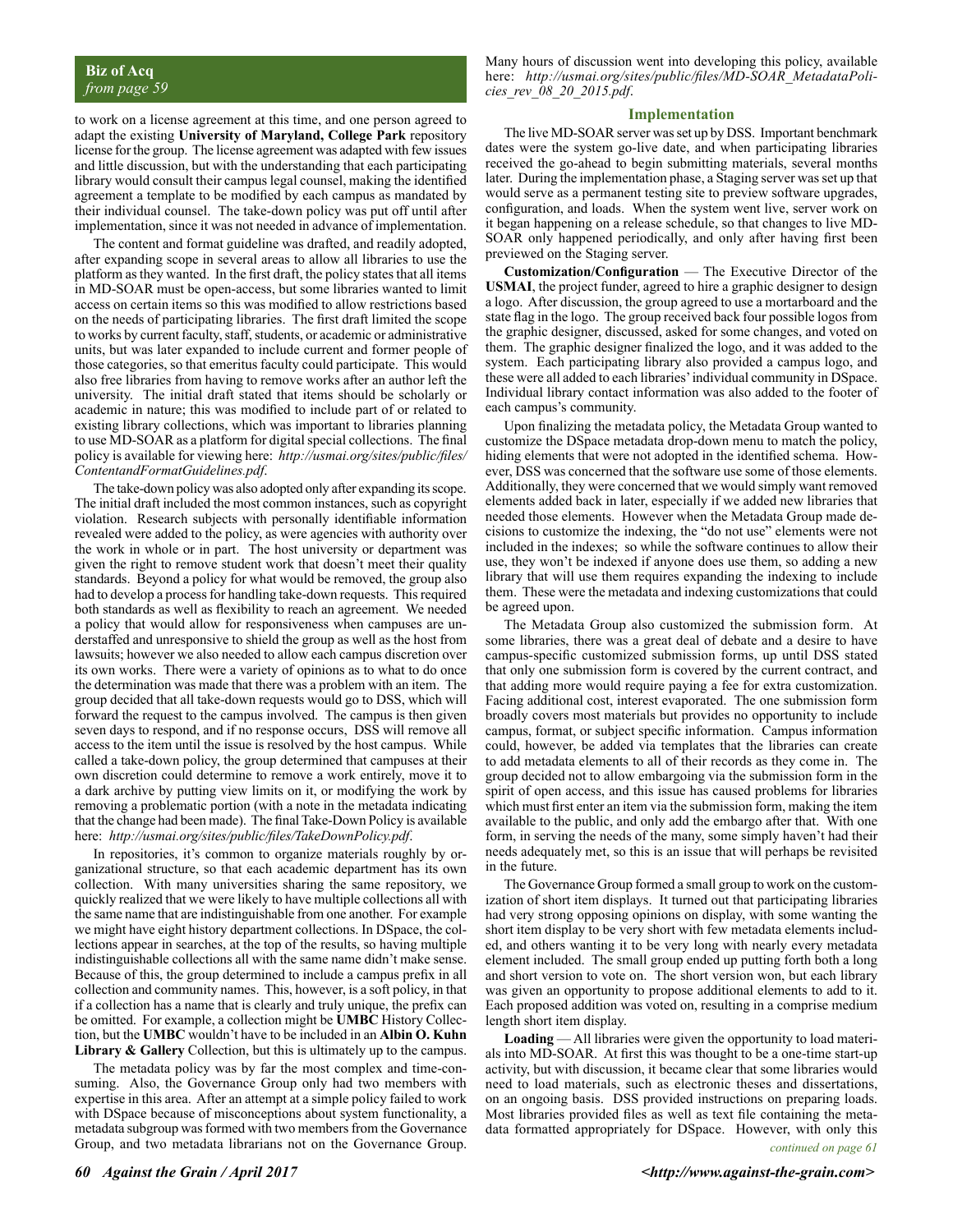**Biz of Acq**
*from page 59*

to work on a license agreement at this time, and one person agreed to adapt the existing **University of Maryland, College Park** repository license for the group. The license agreement was adapted with few issues and little discussion, but with the understanding that each participating library would consult their campus legal counsel, making the identified agreement a template to be modified by each campus as mandated by their individual counsel. The take-down policy was put off until after implementation, since it was not needed in advance of implementation.

The content and format guideline was drafted, and readily adopted, after expanding scope in several areas to allow all libraries to use the platform as they wanted. In the first draft, the policy states that all items in MD-SOAR must be open-access, but some libraries wanted to limit access on certain items so this was modified to allow restrictions based on the needs of participating libraries. The first draft limited the scope to works by current faculty, staff, students, or academic or administrative units, but was later expanded to include current and former people of those categories, so that emeritus faculty could participate. This would also free libraries from having to remove works after an author left the university. The initial draft stated that items should be scholarly or academic in nature; this was modified to include part of or related to existing library collections, which was important to libraries planning to use MD-SOAR as a platform for digital special collections. The final policy is available for viewing here: *http://usmai.org/sites/public/files/ContentandFormatGuidelines.pdf*.

The take-down policy was also adopted only after expanding its scope. The initial draft included the most common instances, such as copyright violation. Research subjects with personally identifiable information revealed were added to the policy, as were agencies with authority over the work in whole or in part. The host university or department was given the right to remove student work that doesn't meet their quality standards. Beyond a policy for what would be removed, the group also had to develop a process for handling take-down requests. This required both standards as well as flexibility to reach an agreement. We needed a policy that would allow for responsiveness when campuses are understaffed and unresponsive to shield the group as well as the host from lawsuits; however we also needed to allow each campus discretion over its own works. There were a variety of opinions as to what to do once the determination was made that there was a problem with an item. The group decided that all take-down requests would go to DSS, which will forward the request to the campus involved. The campus is then given seven days to respond, and if no response occurs, DSS will remove all access to the item until the issue is resolved by the host campus. While called a take-down policy, the group determined that campuses at their own discretion could determine to remove a work entirely, move it to a dark archive by putting view limits on it, or modifying the work by removing a problematic portion (with a note in the metadata indicating that the change had been made). The final Take-Down Policy is available here: *http://usmai.org/sites/public/files/TakeDownPolicy.pdf*.

In repositories, it's common to organize materials roughly by organizational structure, so that each academic department has its own collection. With many universities sharing the same repository, we quickly realized that we were likely to have multiple collections all with the same name that are indistinguishable from one another. For example we might have eight history department collections. In DSpace, the collections appear in searches, at the top of the results, so having multiple indistinguishable collections all with the same name didn't make sense. Because of this, the group determined to include a campus prefix in all collection and community names. This, however, is a soft policy, in that if a collection has a name that is clearly and truly unique, the prefix can be omitted. For example, a collection might be **UMBC** History Collection, but the **UMBC** wouldn't have to be included in an **Albin O. Kuhn Library & Gallery** Collection, but this is ultimately up to the campus.

The metadata policy was by far the most complex and time-consuming. Also, the Governance Group only had two members with expertise in this area. After an attempt at a simple policy failed to work with DSpace because of misconceptions about system functionality, a metadata subgroup was formed with two members from the Governance Group, and two metadata librarians not on the Governance Group. Many hours of discussion went into developing this policy, available here: *http://usmai.org/sites/public/files/MD-SOAR_MetadataPolicies_rev_08_20_2015.pdf*.

## Implementation

The live MD-SOAR server was set up by DSS. Important benchmark dates were the system go-live date, and when participating libraries received the go-ahead to begin submitting materials, several months later. During the implementation phase, a Staging server was set up that would serve as a permanent testing site to preview software upgrades, configuration, and loads. When the system went live, server work on it began happening on a release schedule, so that changes to live MD-SOAR only happened periodically, and only after having first been previewed on the Staging server.

**Customization/Configuration** — The Executive Director of the **USMAI**, the project funder, agreed to hire a graphic designer to design a logo. After discussion, the group agreed to use a mortarboard and the state flag in the logo. The group received back four possible logos from the graphic designer, discussed, asked for some changes, and voted on them. The graphic designer finalized the logo, and it was added to the system. Each participating library also provided a campus logo, and these were all added to each libraries' individual community in DSpace. Individual library contact information was also added to the footer of each campus's community.

Upon finalizing the metadata policy, the Metadata Group wanted to customize the DSpace metadata drop-down menu to match the policy, hiding elements that were not adopted in the identified schema. However, DSS was concerned that the software use some of those elements. Additionally, they were concerned that we would simply want removed elements added back in later, especially if we added new libraries that needed those elements. However when the Metadata Group made decisions to customize the indexing, the "do not use" elements were not included in the indexes; so while the software continues to allow their use, they won't be indexed if anyone does use them, so adding a new library that will use them requires expanding the indexing to include them. These were the metadata and indexing customizations that could be agreed upon.

The Metadata Group also customized the submission form. At some libraries, there was a great deal of debate and a desire to have campus-specific customized submission forms, up until DSS stated that only one submission form is covered by the current contract, and that adding more would require paying a fee for extra customization. Facing additional cost, interest evaporated. The one submission form broadly covers most materials but provides no opportunity to include campus, format, or subject specific information. Campus information could, however, be added via templates that the libraries can create to add metadata elements to all of their records as they come in. The group decided not to allow embargoing via the submission form in the spirit of open access, and this issue has caused problems for libraries which must first enter an item via the submission form, making the item available to the public, and only add the embargo after that. With one form, in serving the needs of the many, some simply haven't had their needs adequately met, so this is an issue that will perhaps be revisited in the future.

The Governance Group formed a small group to work on the customization of short item displays. It turned out that participating libraries had very strong opposing opinions on display, with some wanting the short item display to be very short with few metadata elements included, and others wanting it to be very long with nearly every metadata element included. The small group ended up putting forth both a long and short version to vote on. The short version won, but each library was given an opportunity to propose additional elements to add to it. Each proposed addition was voted on, resulting in a comprise medium length short item display.

**Loading** — All libraries were given the opportunity to load materials into MD-SOAR. At first this was thought to be a one-time start-up activity, but with discussion, it became clear that some libraries would need to load materials, such as electronic theses and dissertations, on an ongoing basis. DSS provided instructions on preparing loads. Most libraries provided files as well as text file containing the metadata formatted appropriately for DSpace. However, with only this

*continued on page 61*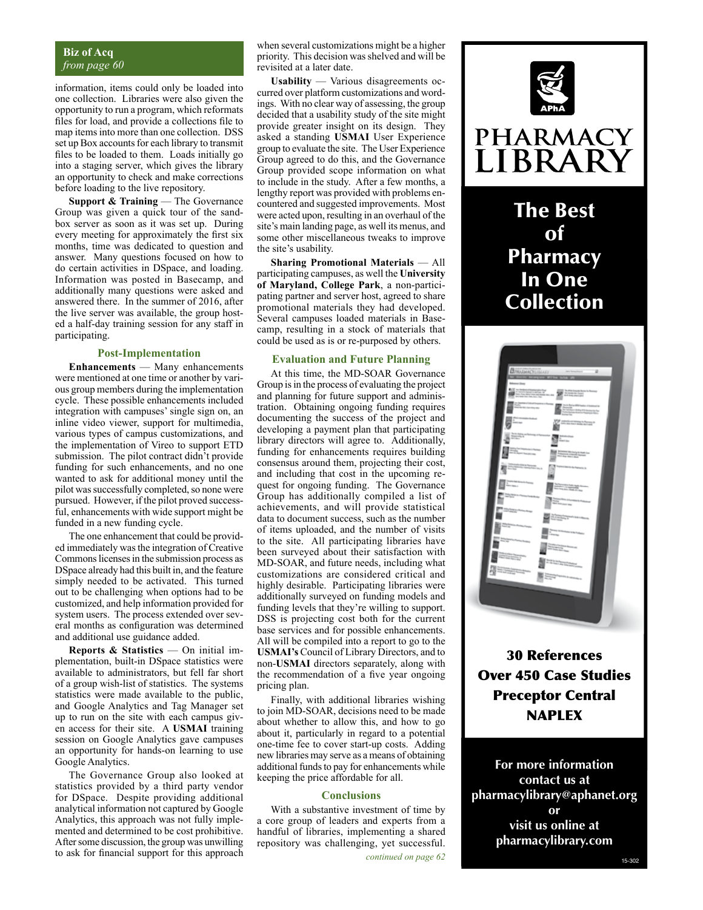**Biz of Acq**
*from page 60*

information, items could only be loaded into one collection. Libraries were also given the opportunity to run a program, which reformats files for load, and provide a collections file to map items into more than one collection. DSS set up Box accounts for each library to transmit files to be loaded to them. Loads initially go into a staging server, which gives the library an opportunity to check and make corrections before loading to the live repository.

**Support & Training** — The Governance Group was given a quick tour of the sandbox server as soon as it was set up. During every meeting for approximately the first six months, time was dedicated to question and answer. Many questions focused on how to do certain activities in DSpace, and loading. Information was posted in Basecamp, and additionally many questions were asked and answered there. In the summer of 2016, after the live server was available, the group hosted a half-day training session for any staff in participating.

### Post-Implementation

**Enhancements** — Many enhancements were mentioned at one time or another by various group members during the implementation cycle. These possible enhancements included integration with campuses' single sign on, an inline video viewer, support for multimedia, various types of campus customizations, and the implementation of Vireo to support ETD submission. The pilot contract didn't provide funding for such enhancements, and no one wanted to ask for additional money until the pilot was successfully completed, so none were pursued. However, if the pilot proved successful, enhancements with wide support might be funded in a new funding cycle.

The one enhancement that could be provided immediately was the integration of Creative Commons licenses in the submission process as DSpace already had this built in, and the feature simply needed to be activated. This turned out to be challenging when options had to be customized, and help information provided for system users. The process extended over several months as configuration was determined and additional use guidance added.

**Reports & Statistics** — On initial implementation, built-in DSpace statistics were available to administrators, but fell far short of a group wish-list of statistics. The systems statistics were made available to the public, and Google Analytics and Tag Manager set up to run on the site with each campus given access for their site. A **USMAI** training session on Google Analytics gave campuses an opportunity for hands-on learning to use Google Analytics.

The Governance Group also looked at statistics provided by a third party vendor for DSpace. Despite providing additional analytical information not captured by Google Analytics, this approach was not fully implemented and determined to be cost prohibitive. After some discussion, the group was unwilling to ask for financial support for this approach when several customizations might be a higher priority. This decision was shelved and will be revisited at a later date.

**Usability** — Various disagreements occurred over platform customizations and wordings. With no clear way of assessing, the group decided that a usability study of the site might provide greater insight on its design. They asked a standing **USMAI** User Experience group to evaluate the site. The User Experience Group agreed to do this, and the Governance Group provided scope information on what to include in the study. After a few months, a lengthy report was provided with problems encountered and suggested improvements. Most were acted upon, resulting in an overhaul of the site's main landing page, as well its menus, and some other miscellaneous tweaks to improve the site's usability.

**Sharing Promotional Materials** — All participating campuses, as well the **University of Maryland, College Park**, a non-participating partner and server host, agreed to share promotional materials they had developed. Several campuses loaded materials in Basecamp, resulting in a stock of materials that could be used as is or re-purposed by others.

### Evaluation and Future Planning

At this time, the MD-SOAR Governance Group is in the process of evaluating the project and planning for future support and administration. Obtaining ongoing funding requires documenting the success of the project and developing a payment plan that participating library directors will agree to. Additionally, funding for enhancements requires building consensus around them, projecting their cost, and including that cost in the upcoming request for ongoing funding. The Governance Group has additionally compiled a list of achievements, and will provide statistical data to document success, such as the number of items uploaded, and the number of visits to the site. All participating libraries have been surveyed about their satisfaction with MD-SOAR, and future needs, including what customizations are considered critical and highly desirable. Participating libraries were additionally surveyed on funding models and funding levels that they're willing to support. DSS is projecting cost both for the current base services and for possible enhancements. All will be compiled into a report to go to the **USMAI's** Council of Library Directors, and to non-**USMAI** directors separately, along with the recommendation of a five year ongoing pricing plan.

Finally, with additional libraries wishing to join MD-SOAR, decisions need to be made about whether to allow this, and how to go about it, particularly in regard to a potential one-time fee to cover start-up costs. Adding new libraries may serve as a means of obtaining additional funds to pay for enhancements while keeping the price affordable for all.

### Conclusions

With a substantive investment of time by a core group of leaders and experts from a handful of libraries, implementing a shared repository was challenging, yet successful.

*continued on page 62*

APhA

PHARMACY LIBRARY

**The Best of Pharmacy In One Collection**

**30 References**
**Over 450 Case Studies**
**Preceptor Central**
**NAPLEX**

**For more information contact us at pharmacylibrary@aphanet.org or visit us online at pharmacylibrary.com**

15-302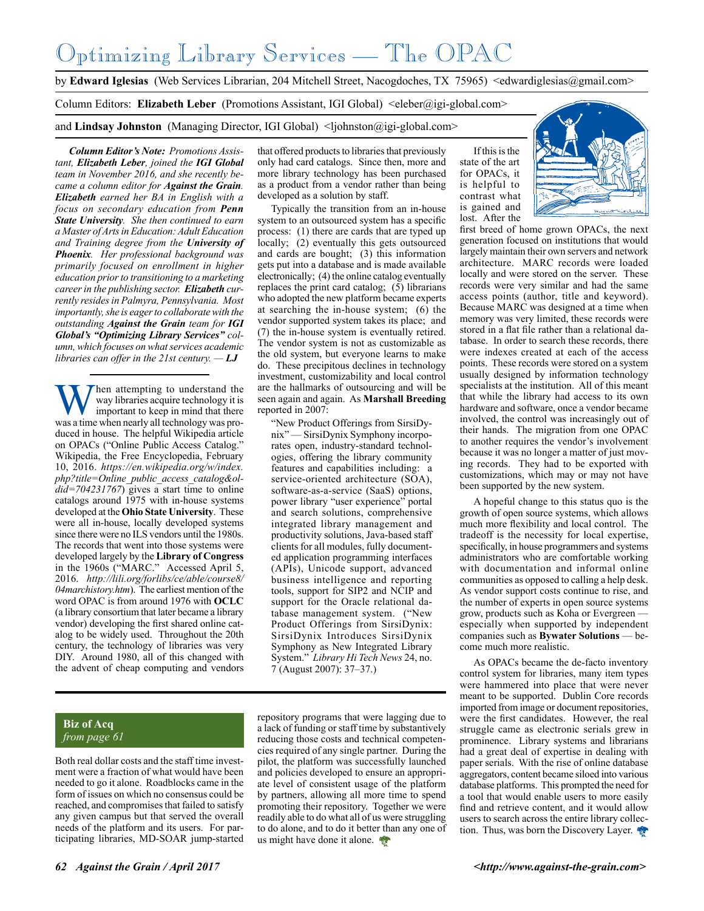# Optimizing Library Services — The OPAC

by **Edward Iglesias** (Web Services Librarian, 204 Mitchell Street, Nacogdoches, TX 75965) <edwardiglesias@gmail.com>

Column Editors: **Elizabeth Leber** (Promotions Assistant, IGI Global) <eleber@igi-global.com>

and **Lindsay Johnston** (Managing Director, IGI Global) <ljohnston@igi-global.com>

***Column Editor's Note:** Promotions Assistant, **Elizabeth Leber**, joined the **IGI Global** team in November 2016, and she recently became a column editor for **Against the Grain**. **Elizabeth** earned her BA in English with a focus on secondary education from **Penn State University**. She then continued to earn a Master of Arts in Education: Adult Education and Training degree from the **University of Phoenix**. Her professional background was primarily focused on enrollment in higher education prior to transitioning to a marketing career in the publishing sector. **Elizabeth** currently resides in Palmyra, Pennsylvania. Most importantly, she is eager to collaborate with the outstanding **Against the Grain** team for **IGI Global's "Optimizing Library Services"** column, which focuses on what services academic libraries can offer in the 21st century. — **LJ***

When attempting to understand the way libraries acquire technology it is important to keep in mind that there was a time when nearly all technology was produced in house. The helpful Wikipedia article on OPACs ("Online Public Access Catalog." Wikipedia, the Free Encyclopedia, February 10, 2016. *https://en.wikipedia.org/w/index.php?title=Online_public_access_catalog&oldid=704231767*) gives a start time to online catalogs around 1975 with in-house systems developed at the **Ohio State University**. These were all in-house, locally developed systems since there were no ILS vendors until the 1980s. The records that went into those systems were developed largely by the **Library of Congress** in the 1960s ("MARC." Accessed April 5, 2016. *http://lili.org/forlibs/ce/able/course8/04marchistory.htm*). The earliest mention of the word OPAC is from around 1976 with **OCLC** (a library consortium that later became a library vendor) developing the first shared online catalog to be widely used. Throughout the 20th century, the technology of libraries was very DIY. Around 1980, all of this changed with the advent of cheap computing and vendors that offered products to libraries that previously only had card catalogs. Since then, more and more library technology has been purchased as a product from a vendor rather than being developed as a solution by staff.

Typically the transition from an in-house system to an outsourced system has a specific process: (1) there are cards that are typed up locally; (2) eventually this gets outsourced and cards are bought; (3) this information gets put into a database and is made available electronically; (4) the online catalog eventually replaces the print card catalog; (5) librarians who adopted the new platform became experts at searching the in-house system; (6) the vendor supported system takes its place; and (7) the in-house system is eventually retired. The vendor system is not as customizable as the old system, but everyone learns to make do. These precipitous declines in technology investment, customizability and local control are the hallmarks of outsourcing and will be seen again and again. As **Marshall Breeding** reported in 2007:

> "New Product Offerings from SirsiDynix" — SirsiDynix Symphony incorporates open, industry-standard technologies, offering the library community features and capabilities including: a service-oriented architecture (SOA), software-as-a-service (SaaS) options, power library "user experience" portal and search solutions, comprehensive integrated library management and productivity solutions, Java-based staff clients for all modules, fully documented application programming interfaces (APIs), Unicode support, advanced business intelligence and reporting tools, support for SIP2 and NCIP and support for the Oracle relational database management system. ("New Product Offerings from SirsiDynix: SirsiDynix Introduces SirsiDynix Symphony as New Integrated Library System." *Library Hi Tech News* 24, no. 7 (August 2007): 37–37.)

If this is the state of the art for OPACs, it is helpful to contrast what is gained and lost. After the first breed of home grown OPACs, the next generation focused on institutions that would largely maintain their own servers and network architecture. MARC records were loaded locally and were stored on the server. These records were very similar and had the same access points (author, title and keyword). Because MARC was designed at a time when memory was very limited, these records were stored in a flat file rather than a relational database. In order to search these records, there were indexes created at each of the access points. These records were stored on a system usually designed by information technology specialists at the institution. All of this meant that while the library had access to its own hardware and software, once a vendor became involved, the control was increasingly out of their hands. The migration from one OPAC to another requires the vendor's involvement because it was no longer a matter of just moving records. They had to be exported with customizations, which may or may not have been supported by the new system.

A hopeful change to this status quo is the growth of open source systems, which allows much more flexibility and local control. The tradeoff is the necessity for local expertise, specifically, in house programmers and systems administrators who are comfortable working with documentation and informal online communities as opposed to calling a help desk. As vendor support costs continue to rise, and the number of experts in open source systems grow, products such as Koha or Evergreen — especially when supported by independent companies such as **Bywater Solutions** — become much more realistic.

As OPACs became the de-facto inventory control system for libraries, many item types were hammered into place that were never meant to be supported. Dublin Core records imported from image or document repositories, were the first candidates. However, the real struggle came as electronic serials grew in prominence. Library systems and librarians had a great deal of expertise in dealing with paper serials. With the rise of online database aggregators, content became siloed into various database platforms. This prompted the need for a tool that would enable users to more easily find and retrieve content, and it would allow users to search across the entire library collection. Thus, was born the Discovery Layer.

---

**Biz of Acq**
*from page 61*

Both real dollar costs and the staff time investment were a fraction of what would have been needed to go it alone. Roadblocks came in the form of issues on which no consensus could be reached, and compromises that failed to satisfy any given campus but that served the overall needs of the platform and its users. For participating libraries, MD-SOAR jump-started repository programs that were lagging due to a lack of funding or staff time by substantively reducing those costs and technical competencies required of any single partner. During the pilot, the platform was successfully launched and policies developed to ensure an appropriate level of consistent usage of the platform by partners, allowing all more time to spend promoting their repository. Together we were readily able to do what all of us were struggling to do alone, and to do it better than any one of us might have done it alone.